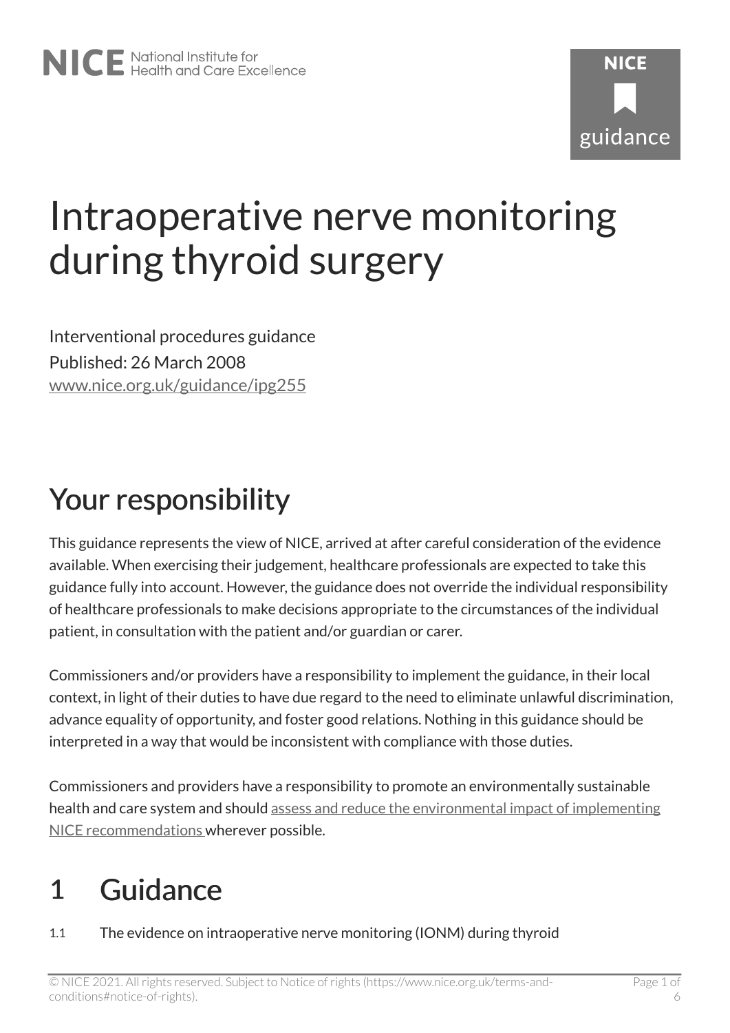# Intraoperative nerve monitoring during thyroid surgery

Interventional procedures guidance

Published: 26 March 2008

www.nice.org.uk/guidance/ipg255

## Your responsibility

This guidance represents the view of NICE, arrived at after careful consideration of the evidence available. When exercising their judgement, healthcare professionals are expected to take this guidance fully into account. However, the guidance does not override the individual responsibility of healthcare professionals to make decisions appropriate to the circumstances of the individual patient, in consultation with the patient and/or guardian or carer.

Commissioners and/or providers have a responsibility to implement the guidance, in their local context, in light of their duties to have due regard to the need to eliminate unlawful discrimination, advance equality of opportunity, and foster good relations. Nothing in this guidance should be interpreted in a way that would be inconsistent with compliance with those duties.

Commissioners and providers have a responsibility to promote an environmentally sustainable health and care system and should assess and reduce the environmental impact of implementing NICE recommendations wherever possible.

## 1 Guidance

1.1 The evidence on intraoperative nerve monitoring (IONM) during thyroid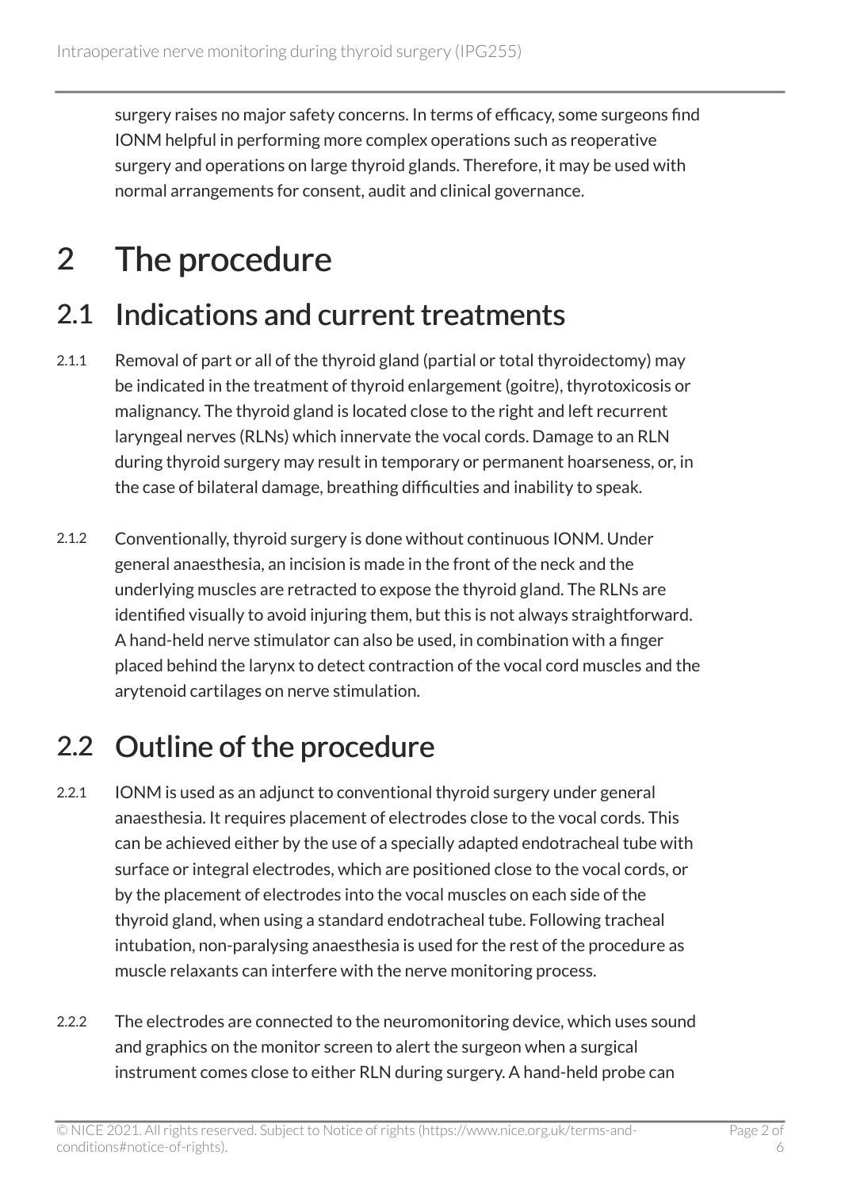surgery raises no major safety concerns. In terms of efficacy, some surgeons find IONM helpful in performing more complex operations such as reoperative surgery and operations on large thyroid glands. Therefore, it may be used with normal arrangements for consent, audit and clinical governance.

# 2 The procedure

## 2.1 Indications and current treatments

2.1.1 Removal of part or all of the thyroid gland (partial or total thyroidectomy) may be indicated in the treatment of thyroid enlargement (goitre), thyrotoxicosis or malignancy. The thyroid gland is located close to the right and left recurrent laryngeal nerves (RLNs) which innervate the vocal cords. Damage to an RLN during thyroid surgery may result in temporary or permanent hoarseness, or, in the case of bilateral damage, breathing difficulties and inability to speak.

2.1.2 Conventionally, thyroid surgery is done without continuous IONM. Under general anaesthesia, an incision is made in the front of the neck and the underlying muscles are retracted to expose the thyroid gland. The RLNs are identified visually to avoid injuring them, but this is not always straightforward. A hand-held nerve stimulator can also be used, in combination with a finger placed behind the larynx to detect contraction of the vocal cord muscles and the arytenoid cartilages on nerve stimulation.

## 2.2 Outline of the procedure

2.2.1 IONM is used as an adjunct to conventional thyroid surgery under general anaesthesia. It requires placement of electrodes close to the vocal cords. This can be achieved either by the use of a specially adapted endotracheal tube with surface or integral electrodes, which are positioned close to the vocal cords, or by the placement of electrodes into the vocal muscles on each side of the thyroid gland, when using a standard endotracheal tube. Following tracheal intubation, non-paralysing anaesthesia is used for the rest of the procedure as muscle relaxants can interfere with the nerve monitoring process.

2.2.2 The electrodes are connected to the neuromonitoring device, which uses sound and graphics on the monitor screen to alert the surgeon when a surgical instrument comes close to either RLN during surgery. A hand-held probe can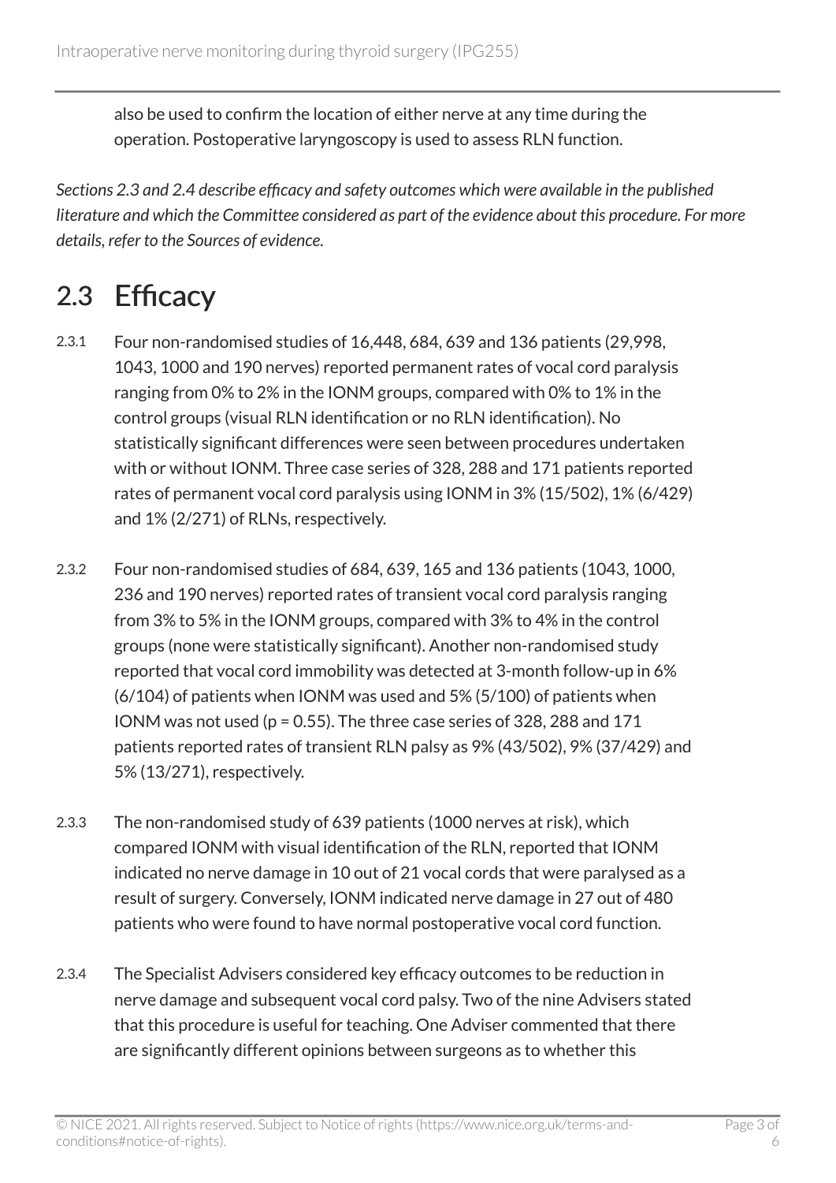also be used to confirm the location of either nerve at any time during the operation. Postoperative laryngoscopy is used to assess RLN function.

*Sections 2.3 and 2.4 describe efficacy and safety outcomes which were available in the published literature and which the Committee considered as part of the evidence about this procedure. For more details, refer to the Sources of evidence.*

## 2.3 Efficacy

2.3.1 Four non-randomised studies of 16,448, 684, 639 and 136 patients (29,998, 1043, 1000 and 190 nerves) reported permanent rates of vocal cord paralysis ranging from 0% to 2% in the IONM groups, compared with 0% to 1% in the control groups (visual RLN identification or no RLN identification). No statistically significant differences were seen between procedures undertaken with or without IONM. Three case series of 328, 288 and 171 patients reported rates of permanent vocal cord paralysis using IONM in 3% (15/502), 1% (6/429) and 1% (2/271) of RLNs, respectively.

2.3.2 Four non-randomised studies of 684, 639, 165 and 136 patients (1043, 1000, 236 and 190 nerves) reported rates of transient vocal cord paralysis ranging from 3% to 5% in the IONM groups, compared with 3% to 4% in the control groups (none were statistically significant). Another non-randomised study reported that vocal cord immobility was detected at 3-month follow-up in 6% (6/104) of patients when IONM was used and 5% (5/100) of patients when IONM was not used ($p = 0.55$). The three case series of 328, 288 and 171 patients reported rates of transient RLN palsy as 9% (43/502), 9% (37/429) and 5% (13/271), respectively.

2.3.3 The non-randomised study of 639 patients (1000 nerves at risk), which compared IONM with visual identification of the RLN, reported that IONM indicated no nerve damage in 10 out of 21 vocal cords that were paralysed as a result of surgery. Conversely, IONM indicated nerve damage in 27 out of 480 patients who were found to have normal postoperative vocal cord function.

2.3.4 The Specialist Advisers considered key efficacy outcomes to be reduction in nerve damage and subsequent vocal cord palsy. Two of the nine Advisers stated that this procedure is useful for teaching. One Adviser commented that there are significantly different opinions between surgeons as to whether this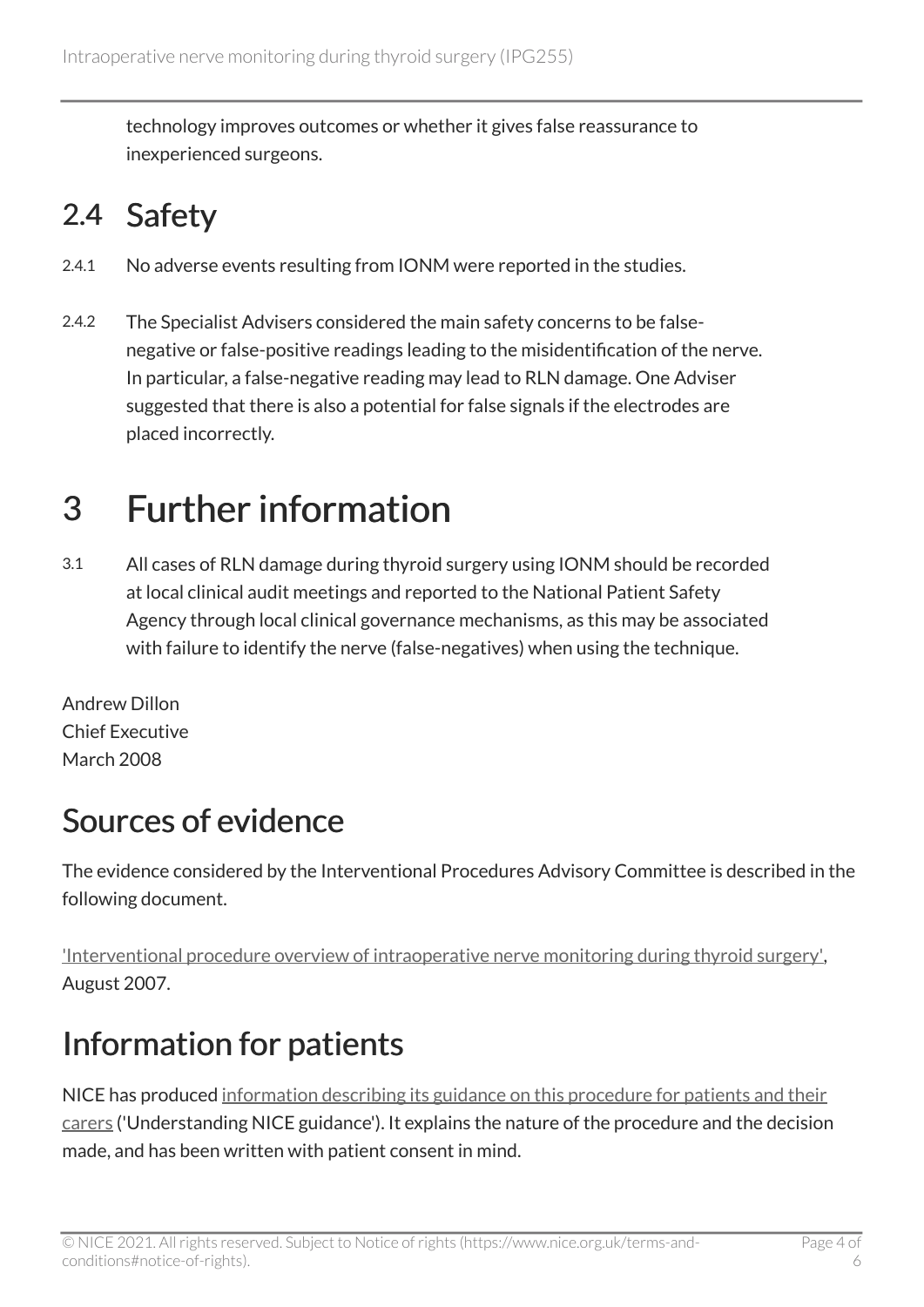technology improves outcomes or whether it gives false reassurance to inexperienced surgeons.

## 2.4 Safety

2.4.1 No adverse events resulting from IONM were reported in the studies.

2.4.2 The Specialist Advisers considered the main safety concerns to be false-negative or false-positive readings leading to the misidentification of the nerve. In particular, a false-negative reading may lead to RLN damage. One Adviser suggested that there is also a potential for false signals if the electrodes are placed incorrectly.

# 3 Further information

3.1 All cases of RLN damage during thyroid surgery using IONM should be recorded at local clinical audit meetings and reported to the National Patient Safety Agency through local clinical governance mechanisms, as this may be associated with failure to identify the nerve (false-negatives) when using the technique.

Andrew Dillon
Chief Executive
March 2008

## Sources of evidence

The evidence considered by the Interventional Procedures Advisory Committee is described in the following document.

'Interventional procedure overview of intraoperative nerve monitoring during thyroid surgery', August 2007.

## Information for patients

NICE has produced information describing its guidance on this procedure for patients and their carers ('Understanding NICE guidance'). It explains the nature of the procedure and the decision made, and has been written with patient consent in mind.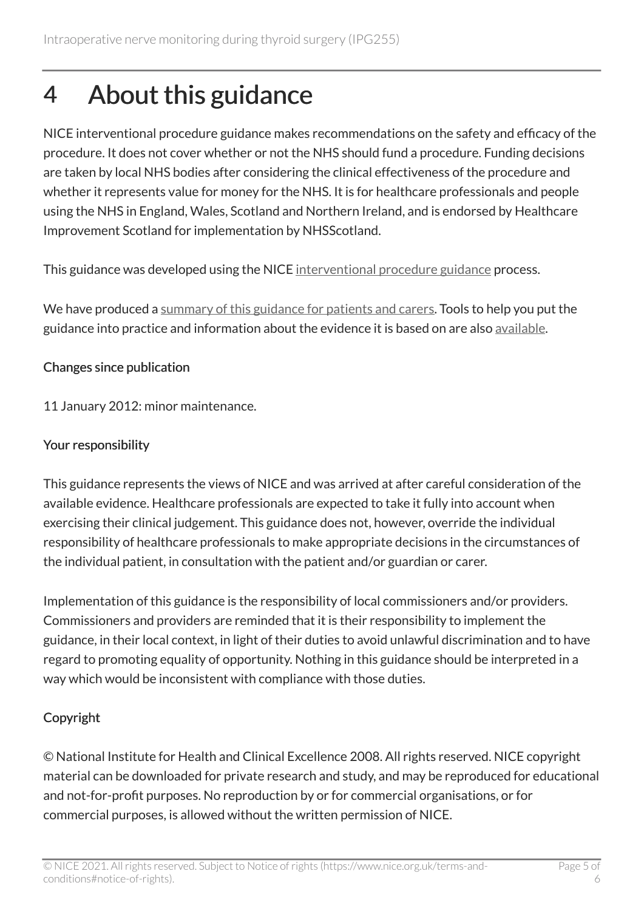# 4 About this guidance

NICE interventional procedure guidance makes recommendations on the safety and efficacy of the procedure. It does not cover whether or not the NHS should fund a procedure. Funding decisions are taken by local NHS bodies after considering the clinical effectiveness of the procedure and whether it represents value for money for the NHS. It is for healthcare professionals and people using the NHS in England, Wales, Scotland and Northern Ireland, and is endorsed by Healthcare Improvement Scotland for implementation by NHSScotland.

This guidance was developed using the NICE interventional procedure guidance process.

We have produced a summary of this guidance for patients and carers. Tools to help you put the guidance into practice and information about the evidence it is based on are also available.

### Changes since publication

11 January 2012: minor maintenance.

### Your responsibility

This guidance represents the views of NICE and was arrived at after careful consideration of the available evidence. Healthcare professionals are expected to take it fully into account when exercising their clinical judgement. This guidance does not, however, override the individual responsibility of healthcare professionals to make appropriate decisions in the circumstances of the individual patient, in consultation with the patient and/or guardian or carer.

Implementation of this guidance is the responsibility of local commissioners and/or providers. Commissioners and providers are reminded that it is their responsibility to implement the guidance, in their local context, in light of their duties to avoid unlawful discrimination and to have regard to promoting equality of opportunity. Nothing in this guidance should be interpreted in a way which would be inconsistent with compliance with those duties.

### Copyright

© National Institute for Health and Clinical Excellence 2008. All rights reserved. NICE copyright material can be downloaded for private research and study, and may be reproduced for educational and not-for-profit purposes. No reproduction by or for commercial organisations, or for commercial purposes, is allowed without the written permission of NICE.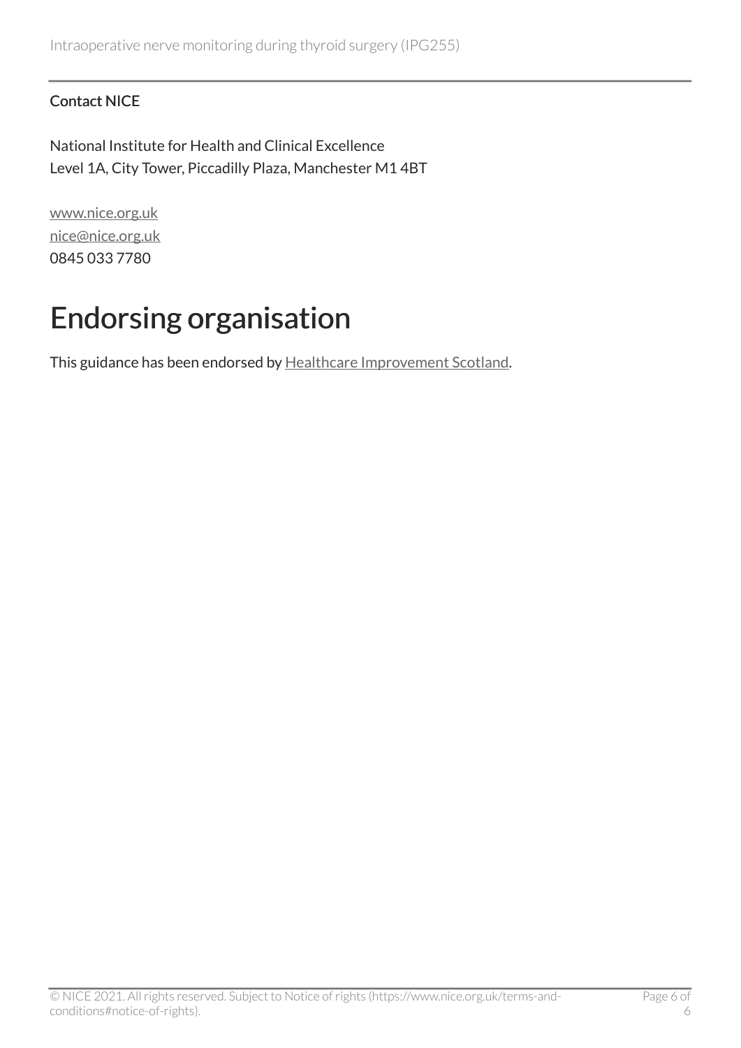Contact NICE

National Institute for Health and Clinical Excellence
Level 1A, City Tower, Piccadilly Plaza, Manchester M1 4BT

www.nice.org.uk
nice@nice.org.uk
0845 033 7780

# Endorsing organisation

This guidance has been endorsed by Healthcare Improvement Scotland.